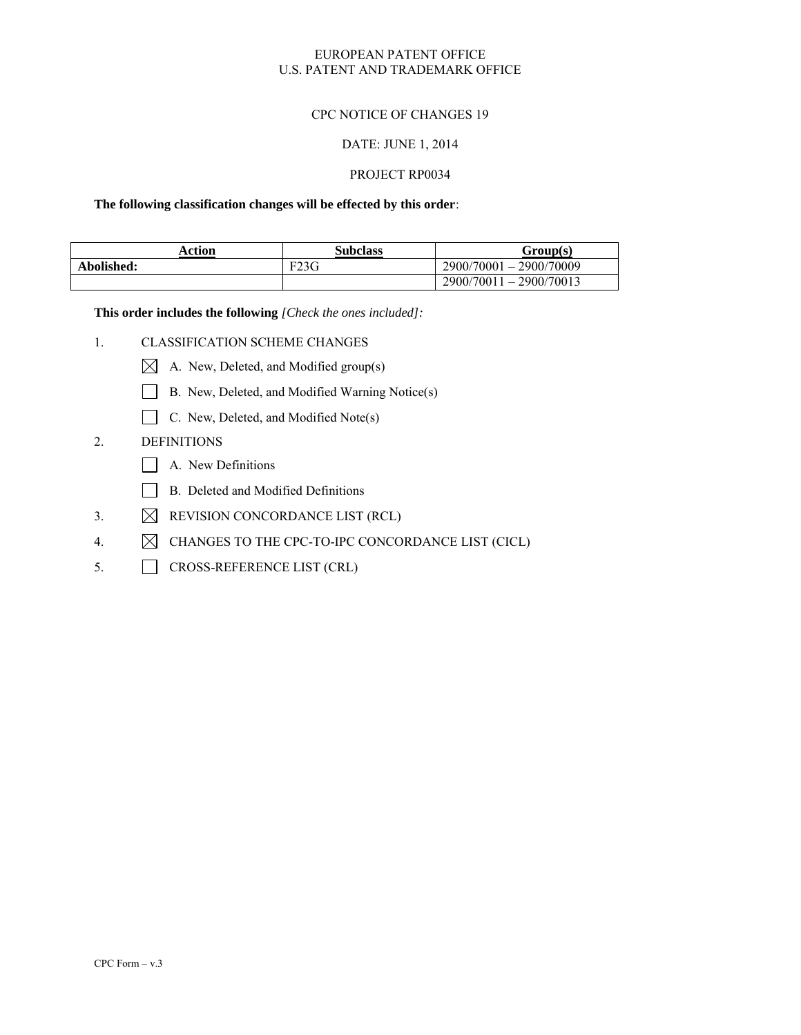EUROPEAN PATENT OFFICE
U.S. PATENT AND TRADEMARK OFFICE

CPC NOTICE OF CHANGES 19

DATE: JUNE 1, 2014

PROJECT RP0034

**The following classification changes will be effected by this order**:

| Action | Subclass | Group(s) |
|---|---|---|
| **Abolished:** | F23G | 2900/70001 – 2900/70009 |
| | | 2900/70011 – 2900/70013 |

**This order includes the following** *[Check the ones included]:*

1. CLASSIFICATION SCHEME CHANGES
   - [X] A. New, Deleted, and Modified group(s)
   - [ ] B. New, Deleted, and Modified Warning Notice(s)
   - [ ] C. New, Deleted, and Modified Note(s)
2. DEFINITIONS
   - [ ] A. New Definitions
   - [ ] B. Deleted and Modified Definitions
3. [X] REVISION CONCORDANCE LIST (RCL)
4. [X] CHANGES TO THE CPC-TO-IPC CONCORDANCE LIST (CICL)
5. [ ] CROSS-REFERENCE LIST (CRL)

CPC Form – v.3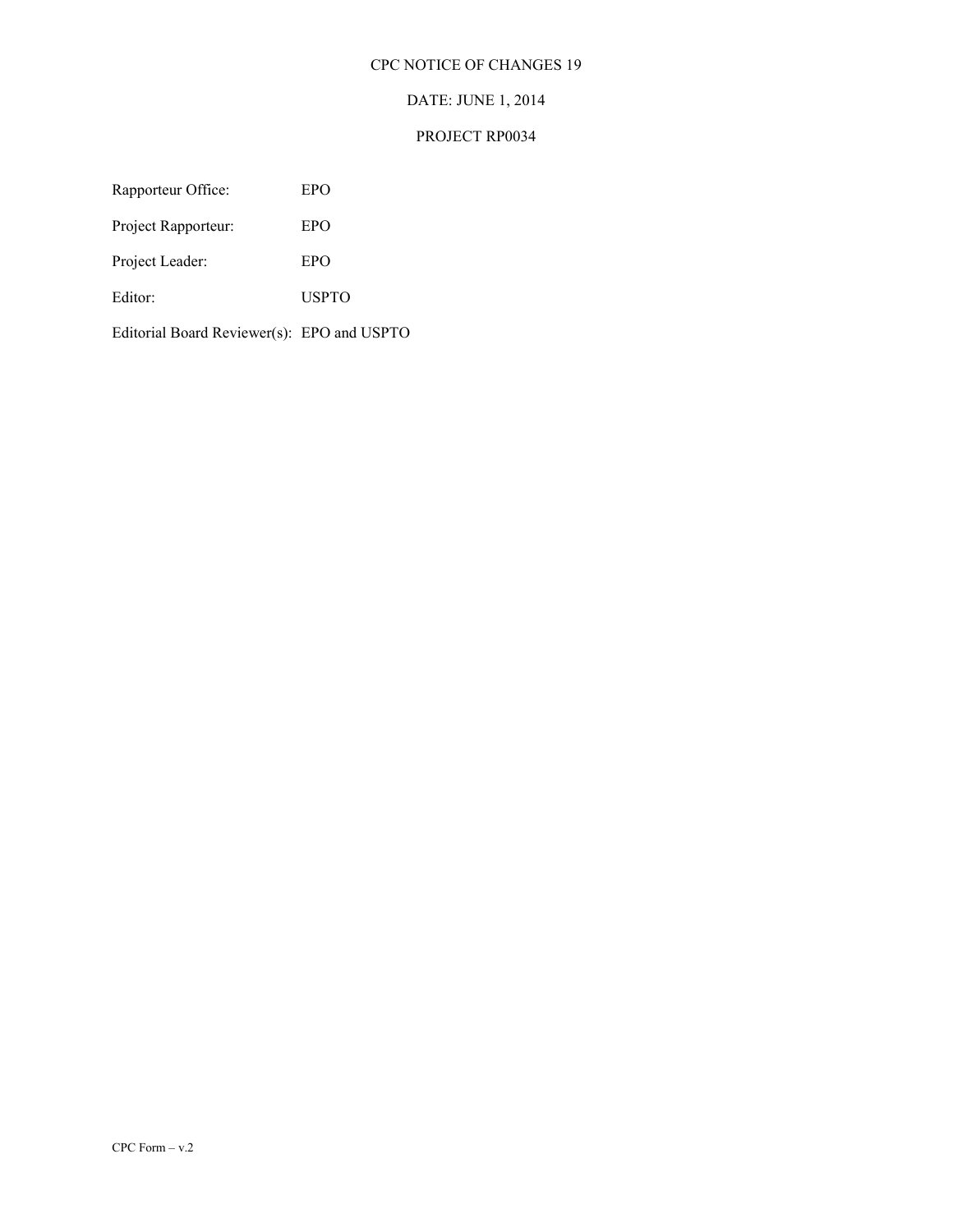CPC NOTICE OF CHANGES 19

DATE: JUNE 1, 2014

PROJECT RP0034

| | |
|---|---|
| Rapporteur Office: | EPO |
| Project Rapporteur: | EPO |
| Project Leader: | EPO |
| Editor: | USPTO |
| Editorial Board Reviewer(s): | EPO and USPTO |

CPC Form – v.2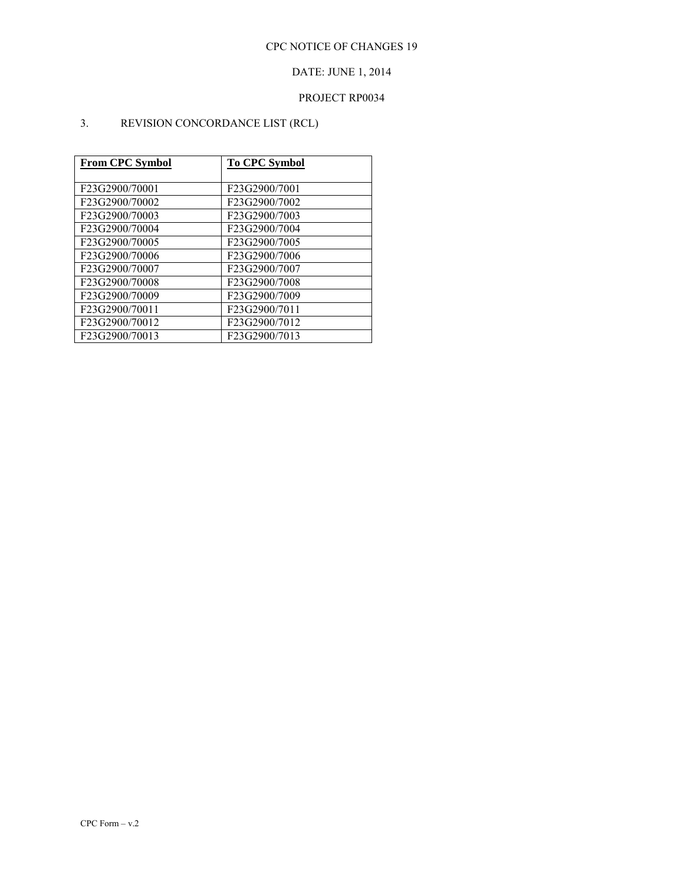CPC NOTICE OF CHANGES 19

DATE: JUNE 1, 2014

PROJECT RP0034

3. REVISION CONCORDANCE LIST (RCL)

| **From CPC Symbol** | **To CPC Symbol** |
|---|---|
| F23G2900/70001 | F23G2900/7001 |
| F23G2900/70002 | F23G2900/7002 |
| F23G2900/70003 | F23G2900/7003 |
| F23G2900/70004 | F23G2900/7004 |
| F23G2900/70005 | F23G2900/7005 |
| F23G2900/70006 | F23G2900/7006 |
| F23G2900/70007 | F23G2900/7007 |
| F23G2900/70008 | F23G2900/7008 |
| F23G2900/70009 | F23G2900/7009 |
| F23G2900/70011 | F23G2900/7011 |
| F23G2900/70012 | F23G2900/7012 |
| F23G2900/70013 | F23G2900/7013 |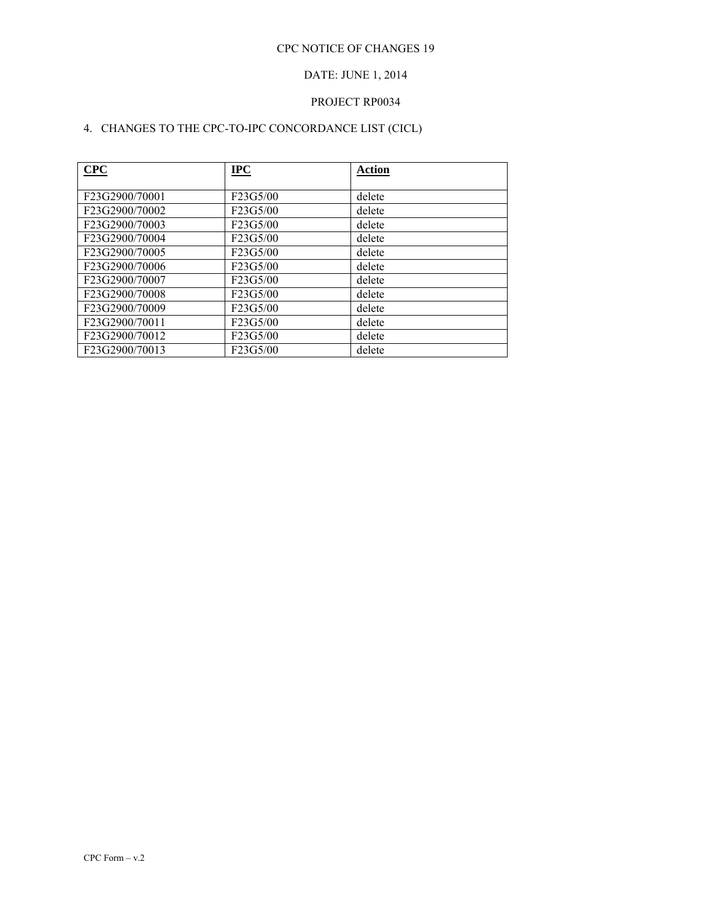CPC NOTICE OF CHANGES 19

DATE: JUNE 1, 2014

PROJECT RP0034

4. CHANGES TO THE CPC-TO-IPC CONCORDANCE LIST (CICL)

| **CPC** | **IPC** | **Action** |
|---|---|---|
| F23G2900/70001 | F23G5/00 | delete |
| F23G2900/70002 | F23G5/00 | delete |
| F23G2900/70003 | F23G5/00 | delete |
| F23G2900/70004 | F23G5/00 | delete |
| F23G2900/70005 | F23G5/00 | delete |
| F23G2900/70006 | F23G5/00 | delete |
| F23G2900/70007 | F23G5/00 | delete |
| F23G2900/70008 | F23G5/00 | delete |
| F23G2900/70009 | F23G5/00 | delete |
| F23G2900/70011 | F23G5/00 | delete |
| F23G2900/70012 | F23G5/00 | delete |
| F23G2900/70013 | F23G5/00 | delete |

CPC Form – v.2